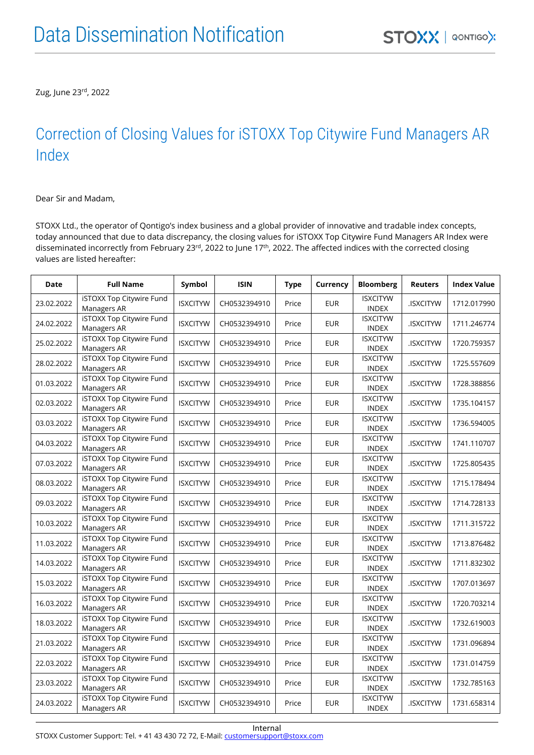# Data Dissemination Notification

Zug, June 23rd, 2022

## Correction of Closing Values for iSTOXX Top Citywire Fund Managers AR Index

Dear Sir and Madam,

STOXX Ltd., the operator of Qontigo's index business and a global provider of innovative and tradable index concepts, today announced that due to data discrepancy, the closing values for iSTOXX Top Citywire Fund Managers AR Index were disseminated incorrectly from February 23rd, 2022 to June 17th, 2022. The affected indices with the corrected closing values are listed hereafter:

| Date | Full Name | Symbol | ISIN | Type | Currency | Bloomberg | Reuters | Index Value |
|---|---|---|---|---|---|---|---|---|
| 23.02.2022 | iSTOXX Top Citywire Fund Managers AR | ISXCITYW | CH0532394910 | Price | EUR | ISXCITYW INDEX | .ISXCITYW | 1712.017990 |
| 24.02.2022 | iSTOXX Top Citywire Fund Managers AR | ISXCITYW | CH0532394910 | Price | EUR | ISXCITYW INDEX | .ISXCITYW | 1711.246774 |
| 25.02.2022 | iSTOXX Top Citywire Fund Managers AR | ISXCITYW | CH0532394910 | Price | EUR | ISXCITYW INDEX | .ISXCITYW | 1720.759357 |
| 28.02.2022 | iSTOXX Top Citywire Fund Managers AR | ISXCITYW | CH0532394910 | Price | EUR | ISXCITYW INDEX | .ISXCITYW | 1725.557609 |
| 01.03.2022 | iSTOXX Top Citywire Fund Managers AR | ISXCITYW | CH0532394910 | Price | EUR | ISXCITYW INDEX | .ISXCITYW | 1728.388856 |
| 02.03.2022 | iSTOXX Top Citywire Fund Managers AR | ISXCITYW | CH0532394910 | Price | EUR | ISXCITYW INDEX | .ISXCITYW | 1735.104157 |
| 03.03.2022 | iSTOXX Top Citywire Fund Managers AR | ISXCITYW | CH0532394910 | Price | EUR | ISXCITYW INDEX | .ISXCITYW | 1736.594005 |
| 04.03.2022 | iSTOXX Top Citywire Fund Managers AR | ISXCITYW | CH0532394910 | Price | EUR | ISXCITYW INDEX | .ISXCITYW | 1741.110707 |
| 07.03.2022 | iSTOXX Top Citywire Fund Managers AR | ISXCITYW | CH0532394910 | Price | EUR | ISXCITYW INDEX | .ISXCITYW | 1725.805435 |
| 08.03.2022 | iSTOXX Top Citywire Fund Managers AR | ISXCITYW | CH0532394910 | Price | EUR | ISXCITYW INDEX | .ISXCITYW | 1715.178494 |
| 09.03.2022 | iSTOXX Top Citywire Fund Managers AR | ISXCITYW | CH0532394910 | Price | EUR | ISXCITYW INDEX | .ISXCITYW | 1714.728133 |
| 10.03.2022 | iSTOXX Top Citywire Fund Managers AR | ISXCITYW | CH0532394910 | Price | EUR | ISXCITYW INDEX | .ISXCITYW | 1711.315722 |
| 11.03.2022 | iSTOXX Top Citywire Fund Managers AR | ISXCITYW | CH0532394910 | Price | EUR | ISXCITYW INDEX | .ISXCITYW | 1713.876482 |
| 14.03.2022 | iSTOXX Top Citywire Fund Managers AR | ISXCITYW | CH0532394910 | Price | EUR | ISXCITYW INDEX | .ISXCITYW | 1711.832302 |
| 15.03.2022 | iSTOXX Top Citywire Fund Managers AR | ISXCITYW | CH0532394910 | Price | EUR | ISXCITYW INDEX | .ISXCITYW | 1707.013697 |
| 16.03.2022 | iSTOXX Top Citywire Fund Managers AR | ISXCITYW | CH0532394910 | Price | EUR | ISXCITYW INDEX | .ISXCITYW | 1720.703214 |
| 18.03.2022 | iSTOXX Top Citywire Fund Managers AR | ISXCITYW | CH0532394910 | Price | EUR | ISXCITYW INDEX | .ISXCITYW | 1732.619003 |
| 21.03.2022 | iSTOXX Top Citywire Fund Managers AR | ISXCITYW | CH0532394910 | Price | EUR | ISXCITYW INDEX | .ISXCITYW | 1731.096894 |
| 22.03.2022 | iSTOXX Top Citywire Fund Managers AR | ISXCITYW | CH0532394910 | Price | EUR | ISXCITYW INDEX | .ISXCITYW | 1731.014759 |
| 23.03.2022 | iSTOXX Top Citywire Fund Managers AR | ISXCITYW | CH0532394910 | Price | EUR | ISXCITYW INDEX | .ISXCITYW | 1732.785163 |
| 24.03.2022 | iSTOXX Top Citywire Fund Managers AR | ISXCITYW | CH0532394910 | Price | EUR | ISXCITYW INDEX | .ISXCITYW | 1731.658314 |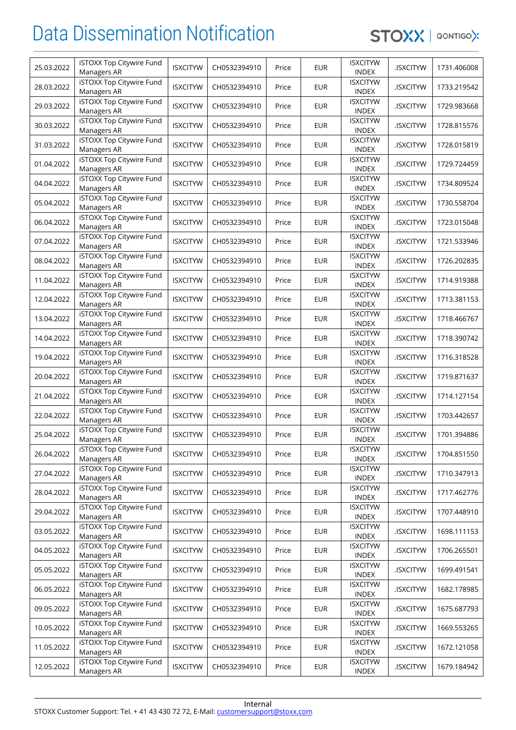| | | | | | | | | |
|---|---|---|---|---|---|---|---|---|
| 25.03.2022 | iSTOXX Top Citywire Fund Managers AR | ISXCITYW | CH0532394910 | Price | EUR | ISXCITYW INDEX | .ISXCITYW | 1731.406008 |
| 28.03.2022 | iSTOXX Top Citywire Fund Managers AR | ISXCITYW | CH0532394910 | Price | EUR | ISXCITYW INDEX | .ISXCITYW | 1733.219542 |
| 29.03.2022 | iSTOXX Top Citywire Fund Managers AR | ISXCITYW | CH0532394910 | Price | EUR | ISXCITYW INDEX | .ISXCITYW | 1729.983668 |
| 30.03.2022 | iSTOXX Top Citywire Fund Managers AR | ISXCITYW | CH0532394910 | Price | EUR | ISXCITYW INDEX | .ISXCITYW | 1728.815576 |
| 31.03.2022 | iSTOXX Top Citywire Fund Managers AR | ISXCITYW | CH0532394910 | Price | EUR | ISXCITYW INDEX | .ISXCITYW | 1728.015819 |
| 01.04.2022 | iSTOXX Top Citywire Fund Managers AR | ISXCITYW | CH0532394910 | Price | EUR | ISXCITYW INDEX | .ISXCITYW | 1729.724459 |
| 04.04.2022 | iSTOXX Top Citywire Fund Managers AR | ISXCITYW | CH0532394910 | Price | EUR | ISXCITYW INDEX | .ISXCITYW | 1734.809524 |
| 05.04.2022 | iSTOXX Top Citywire Fund Managers AR | ISXCITYW | CH0532394910 | Price | EUR | ISXCITYW INDEX | .ISXCITYW | 1730.558704 |
| 06.04.2022 | iSTOXX Top Citywire Fund Managers AR | ISXCITYW | CH0532394910 | Price | EUR | ISXCITYW INDEX | .ISXCITYW | 1723.015048 |
| 07.04.2022 | iSTOXX Top Citywire Fund Managers AR | ISXCITYW | CH0532394910 | Price | EUR | ISXCITYW INDEX | .ISXCITYW | 1721.533946 |
| 08.04.2022 | iSTOXX Top Citywire Fund Managers AR | ISXCITYW | CH0532394910 | Price | EUR | ISXCITYW INDEX | .ISXCITYW | 1726.202835 |
| 11.04.2022 | iSTOXX Top Citywire Fund Managers AR | ISXCITYW | CH0532394910 | Price | EUR | ISXCITYW INDEX | .ISXCITYW | 1714.919388 |
| 12.04.2022 | iSTOXX Top Citywire Fund Managers AR | ISXCITYW | CH0532394910 | Price | EUR | ISXCITYW INDEX | .ISXCITYW | 1713.381153 |
| 13.04.2022 | iSTOXX Top Citywire Fund Managers AR | ISXCITYW | CH0532394910 | Price | EUR | ISXCITYW INDEX | .ISXCITYW | 1718.466767 |
| 14.04.2022 | iSTOXX Top Citywire Fund Managers AR | ISXCITYW | CH0532394910 | Price | EUR | ISXCITYW INDEX | .ISXCITYW | 1718.390742 |
| 19.04.2022 | iSTOXX Top Citywire Fund Managers AR | ISXCITYW | CH0532394910 | Price | EUR | ISXCITYW INDEX | .ISXCITYW | 1716.318528 |
| 20.04.2022 | iSTOXX Top Citywire Fund Managers AR | ISXCITYW | CH0532394910 | Price | EUR | ISXCITYW INDEX | .ISXCITYW | 1719.871637 |
| 21.04.2022 | iSTOXX Top Citywire Fund Managers AR | ISXCITYW | CH0532394910 | Price | EUR | ISXCITYW INDEX | .ISXCITYW | 1714.127154 |
| 22.04.2022 | iSTOXX Top Citywire Fund Managers AR | ISXCITYW | CH0532394910 | Price | EUR | ISXCITYW INDEX | .ISXCITYW | 1703.442657 |
| 25.04.2022 | iSTOXX Top Citywire Fund Managers AR | ISXCITYW | CH0532394910 | Price | EUR | ISXCITYW INDEX | .ISXCITYW | 1701.394886 |
| 26.04.2022 | iSTOXX Top Citywire Fund Managers AR | ISXCITYW | CH0532394910 | Price | EUR | ISXCITYW INDEX | .ISXCITYW | 1704.851550 |
| 27.04.2022 | iSTOXX Top Citywire Fund Managers AR | ISXCITYW | CH0532394910 | Price | EUR | ISXCITYW INDEX | .ISXCITYW | 1710.347913 |
| 28.04.2022 | iSTOXX Top Citywire Fund Managers AR | ISXCITYW | CH0532394910 | Price | EUR | ISXCITYW INDEX | .ISXCITYW | 1717.462776 |
| 29.04.2022 | iSTOXX Top Citywire Fund Managers AR | ISXCITYW | CH0532394910 | Price | EUR | ISXCITYW INDEX | .ISXCITYW | 1707.448910 |
| 03.05.2022 | iSTOXX Top Citywire Fund Managers AR | ISXCITYW | CH0532394910 | Price | EUR | ISXCITYW INDEX | .ISXCITYW | 1698.111153 |
| 04.05.2022 | iSTOXX Top Citywire Fund Managers AR | ISXCITYW | CH0532394910 | Price | EUR | ISXCITYW INDEX | .ISXCITYW | 1706.265501 |
| 05.05.2022 | iSTOXX Top Citywire Fund Managers AR | ISXCITYW | CH0532394910 | Price | EUR | ISXCITYW INDEX | .ISXCITYW | 1699.491541 |
| 06.05.2022 | iSTOXX Top Citywire Fund Managers AR | ISXCITYW | CH0532394910 | Price | EUR | ISXCITYW INDEX | .ISXCITYW | 1682.178985 |
| 09.05.2022 | iSTOXX Top Citywire Fund Managers AR | ISXCITYW | CH0532394910 | Price | EUR | ISXCITYW INDEX | .ISXCITYW | 1675.687793 |
| 10.05.2022 | iSTOXX Top Citywire Fund Managers AR | ISXCITYW | CH0532394910 | Price | EUR | ISXCITYW INDEX | .ISXCITYW | 1669.553265 |
| 11.05.2022 | iSTOXX Top Citywire Fund Managers AR | ISXCITYW | CH0532394910 | Price | EUR | ISXCITYW INDEX | .ISXCITYW | 1672.121058 |
| 12.05.2022 | iSTOXX Top Citywire Fund Managers AR | ISXCITYW | CH0532394910 | Price | EUR | ISXCITYW INDEX | .ISXCITYW | 1679.184942 |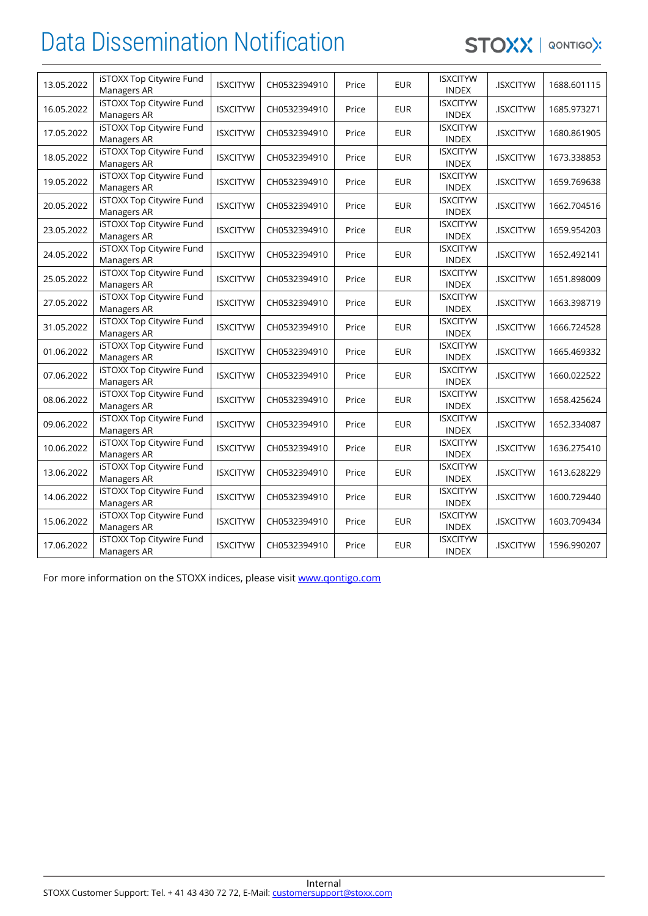| | | | | | | | | |
|---|---|---|---|---|---|---|---|---|
| 13.05.2022 | iSTOXX Top Citywire Fund Managers AR | ISXCITYW | CH0532394910 | Price | EUR | ISXCITYW INDEX | .ISXCITYW | 1688.601115 |
| 16.05.2022 | iSTOXX Top Citywire Fund Managers AR | ISXCITYW | CH0532394910 | Price | EUR | ISXCITYW INDEX | .ISXCITYW | 1685.973271 |
| 17.05.2022 | iSTOXX Top Citywire Fund Managers AR | ISXCITYW | CH0532394910 | Price | EUR | ISXCITYW INDEX | .ISXCITYW | 1680.861905 |
| 18.05.2022 | iSTOXX Top Citywire Fund Managers AR | ISXCITYW | CH0532394910 | Price | EUR | ISXCITYW INDEX | .ISXCITYW | 1673.338853 |
| 19.05.2022 | iSTOXX Top Citywire Fund Managers AR | ISXCITYW | CH0532394910 | Price | EUR | ISXCITYW INDEX | .ISXCITYW | 1659.769638 |
| 20.05.2022 | iSTOXX Top Citywire Fund Managers AR | ISXCITYW | CH0532394910 | Price | EUR | ISXCITYW INDEX | .ISXCITYW | 1662.704516 |
| 23.05.2022 | iSTOXX Top Citywire Fund Managers AR | ISXCITYW | CH0532394910 | Price | EUR | ISXCITYW INDEX | .ISXCITYW | 1659.954203 |
| 24.05.2022 | iSTOXX Top Citywire Fund Managers AR | ISXCITYW | CH0532394910 | Price | EUR | ISXCITYW INDEX | .ISXCITYW | 1652.492141 |
| 25.05.2022 | iSTOXX Top Citywire Fund Managers AR | ISXCITYW | CH0532394910 | Price | EUR | ISXCITYW INDEX | .ISXCITYW | 1651.898009 |
| 27.05.2022 | iSTOXX Top Citywire Fund Managers AR | ISXCITYW | CH0532394910 | Price | EUR | ISXCITYW INDEX | .ISXCITYW | 1663.398719 |
| 31.05.2022 | iSTOXX Top Citywire Fund Managers AR | ISXCITYW | CH0532394910 | Price | EUR | ISXCITYW INDEX | .ISXCITYW | 1666.724528 |
| 01.06.2022 | iSTOXX Top Citywire Fund Managers AR | ISXCITYW | CH0532394910 | Price | EUR | ISXCITYW INDEX | .ISXCITYW | 1665.469332 |
| 07.06.2022 | iSTOXX Top Citywire Fund Managers AR | ISXCITYW | CH0532394910 | Price | EUR | ISXCITYW INDEX | .ISXCITYW | 1660.022522 |
| 08.06.2022 | iSTOXX Top Citywire Fund Managers AR | ISXCITYW | CH0532394910 | Price | EUR | ISXCITYW INDEX | .ISXCITYW | 1658.425624 |
| 09.06.2022 | iSTOXX Top Citywire Fund Managers AR | ISXCITYW | CH0532394910 | Price | EUR | ISXCITYW INDEX | .ISXCITYW | 1652.334087 |
| 10.06.2022 | iSTOXX Top Citywire Fund Managers AR | ISXCITYW | CH0532394910 | Price | EUR | ISXCITYW INDEX | .ISXCITYW | 1636.275410 |
| 13.06.2022 | iSTOXX Top Citywire Fund Managers AR | ISXCITYW | CH0532394910 | Price | EUR | ISXCITYW INDEX | .ISXCITYW | 1613.628229 |
| 14.06.2022 | iSTOXX Top Citywire Fund Managers AR | ISXCITYW | CH0532394910 | Price | EUR | ISXCITYW INDEX | .ISXCITYW | 1600.729440 |
| 15.06.2022 | iSTOXX Top Citywire Fund Managers AR | ISXCITYW | CH0532394910 | Price | EUR | ISXCITYW INDEX | .ISXCITYW | 1603.709434 |
| 17.06.2022 | iSTOXX Top Citywire Fund Managers AR | ISXCITYW | CH0532394910 | Price | EUR | ISXCITYW INDEX | .ISXCITYW | 1596.990207 |

For more information on the STOXX indices, please visit www.qontigo.com